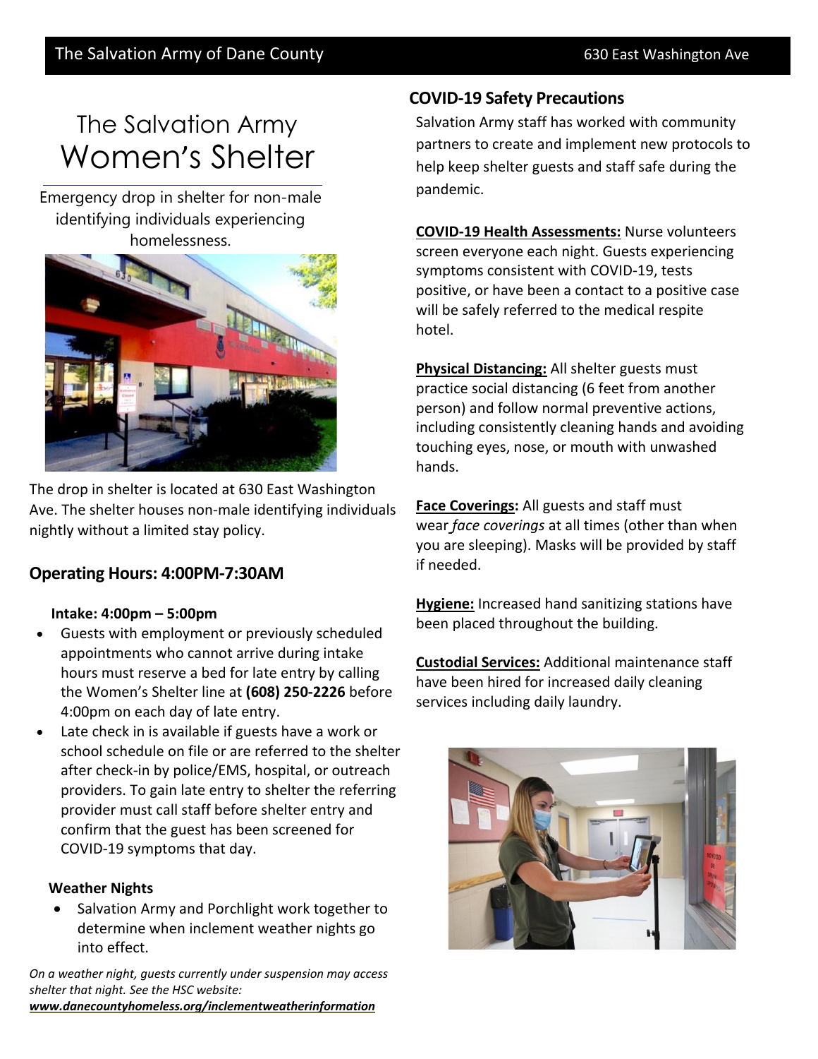The Salvation Army of Dane County — 630 East Washington Ave

# The Salvation Army Women's Shelter

Emergency drop in shelter for non-male identifying individuals experiencing homelessness.

The drop in shelter is located at 630 East Washington Ave. The shelter houses non-male identifying individuals nightly without a limited stay policy.

## Operating Hours: 4:00PM-7:30AM

**Intake: 4:00pm – 5:00pm**

- Guests with employment or previously scheduled appointments who cannot arrive during intake hours must reserve a bed for late entry by calling the Women's Shelter line at **(608) 250-2226** before 4:00pm on each day of late entry.
- Late check in is available if guests have a work or school schedule on file or are referred to the shelter after check-in by police/EMS, hospital, or outreach providers. To gain late entry to shelter the referring provider must call staff before shelter entry and confirm that the guest has been screened for COVID-19 symptoms that day.

**Weather Nights**

- Salvation Army and Porchlight work together to determine when inclement weather nights go into effect.

*On a weather night, guests currently under suspension may access shelter that night. See the HSC website:* ***www.danecountyhomeless.org/inclementweatherinformation***

## COVID-19 Safety Precautions

Salvation Army staff has worked with community partners to create and implement new protocols to help keep shelter guests and staff safe during the pandemic.

**COVID-19 Health Assessments:** Nurse volunteers screen everyone each night. Guests experiencing symptoms consistent with COVID-19, tests positive, or have been a contact to a positive case will be safely referred to the medical respite hotel.

**Physical Distancing:** All shelter guests must practice social distancing (6 feet from another person) and follow normal preventive actions, including consistently cleaning hands and avoiding touching eyes, nose, or mouth with unwashed hands.

**Face Coverings:** All guests and staff must wear *face coverings* at all times (other than when you are sleeping). Masks will be provided by staff if needed.

**Hygiene:** Increased hand sanitizing stations have been placed throughout the building.

**Custodial Services:** Additional maintenance staff have been hired for increased daily cleaning services including daily laundry.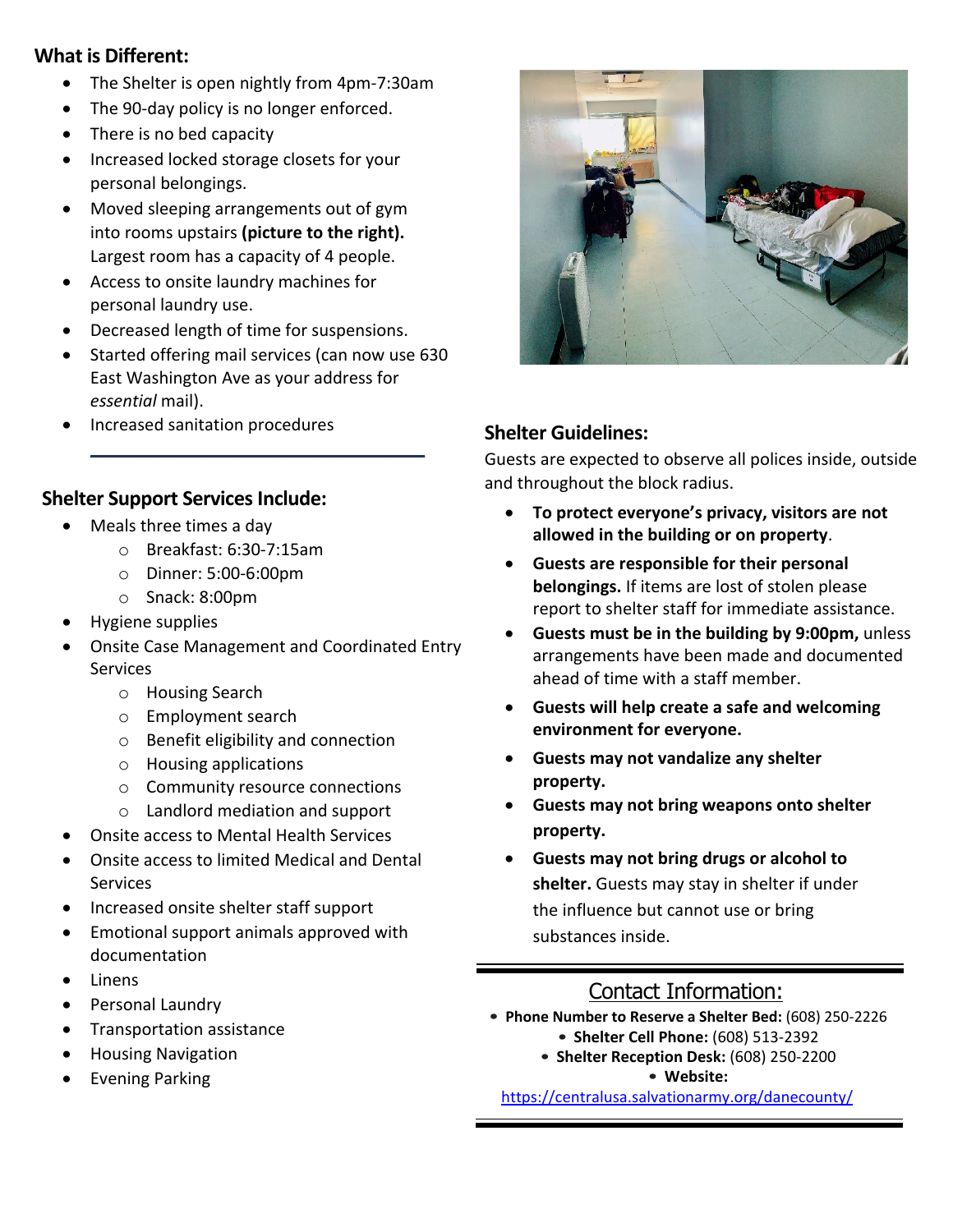## What is Different:

- The Shelter is open nightly from 4pm-7:30am
- The 90-day policy is no longer enforced.
- There is no bed capacity
- Increased locked storage closets for your personal belongings.
- Moved sleeping arrangements out of gym into rooms upstairs **(picture to the right).** Largest room has a capacity of 4 people.
- Access to onsite laundry machines for personal laundry use.
- Decreased length of time for suspensions.
- Started offering mail services (can now use 630 East Washington Ave as your address for *essential* mail).
- Increased sanitation procedures

## Shelter Support Services Include:

- Meals three times a day
  - Breakfast: 6:30-7:15am
  - Dinner: 5:00-6:00pm
  - Snack: 8:00pm
- Hygiene supplies
- Onsite Case Management and Coordinated Entry Services
  - Housing Search
  - Employment search
  - Benefit eligibility and connection
  - Housing applications
  - Community resource connections
  - Landlord mediation and support
- Onsite access to Mental Health Services
- Onsite access to limited Medical and Dental Services
- Increased onsite shelter staff support
- Emotional support animals approved with documentation
- Linens
- Personal Laundry
- Transportation assistance
- Housing Navigation
- Evening Parking

## Shelter Guidelines:

Guests are expected to observe all polices inside, outside and throughout the block radius.

- **To protect everyone's privacy, visitors are not allowed in the building or on property**.
- **Guests are responsible for their personal belongings.** If items are lost of stolen please report to shelter staff for immediate assistance.
- **Guests must be in the building by 9:00pm,** unless arrangements have been made and documented ahead of time with a staff member.
- **Guests will help create a safe and welcoming environment for everyone.**
- **Guests may not vandalize any shelter property.**
- **Guests may not bring weapons onto shelter property.**
- **Guests may not bring drugs or alcohol to shelter.** Guests may stay in shelter if under the influence but cannot use or bring substances inside.

## Contact Information:

- **Phone Number to Reserve a Shelter Bed:** (608) 250-2226
- **Shelter Cell Phone:** (608) 513-2392
- **Shelter Reception Desk:** (608) 250-2200
- **Website:**

https://centralusa.salvationarmy.org/danecounty/